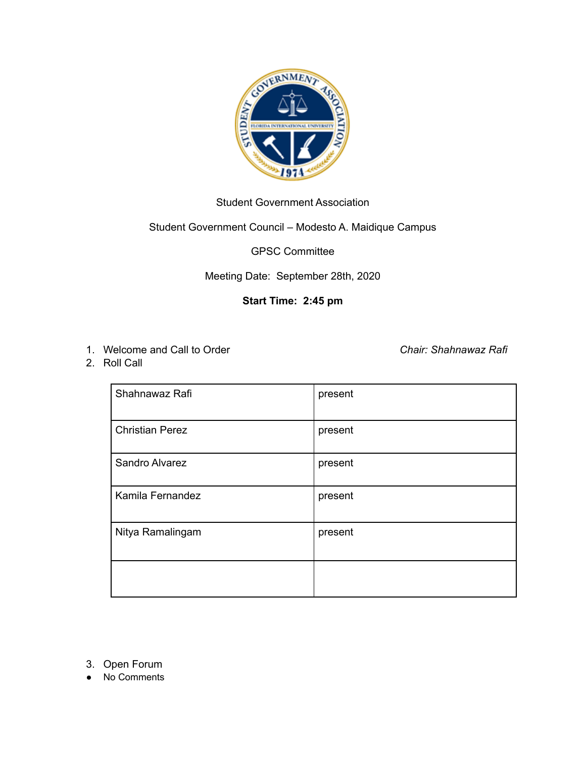Student Government Association

Student Government Council – Modesto A. Maidique Campus

GPSC Committee

Meeting Date: September 28th, 2020

**Start Time: 2:45 pm**

1. Welcome and Call to Order *Chair: Shahnawaz Rafi*
2. Roll Call

| | |
|---|---|
| Shahnawaz Rafi | present |
| Christian Perez | present |
| Sandro Alvarez | present |
| Kamila Fernandez | present |
| Nitya Ramalingam | present |
| | |

3. Open Forum

- No Comments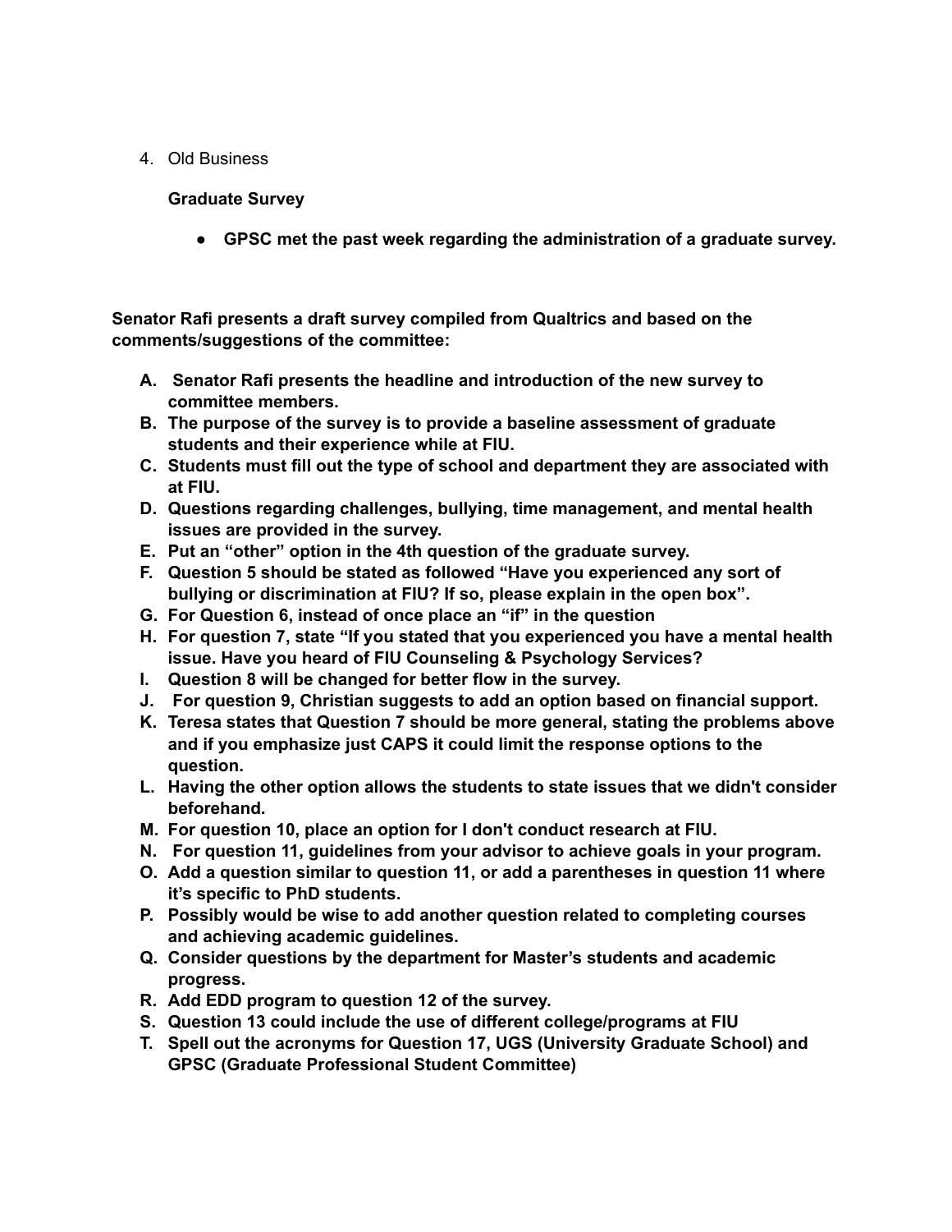4. Old Business

   **Graduate Survey**

   - **GPSC met the past week regarding the administration of a graduate survey.**

**Senator Rafi presents a draft survey compiled from Qualtrics and based on the comments/suggestions of the committee:**

- **A. Senator Rafi presents the headline and introduction of the new survey to committee members.**
- **B. The purpose of the survey is to provide a baseline assessment of graduate students and their experience while at FIU.**
- **C. Students must fill out the type of school and department they are associated with at FIU.**
- **D. Questions regarding challenges, bullying, time management, and mental health issues are provided in the survey.**
- **E. Put an "other" option in the 4th question of the graduate survey.**
- **F. Question 5 should be stated as followed "Have you experienced any sort of bullying or discrimination at FIU? If so, please explain in the open box".**
- **G. For Question 6, instead of once place an "if" in the question**
- **H. For question 7, state "If you stated that you experienced you have a mental health issue. Have you heard of FIU Counseling & Psychology Services?**
- **I. Question 8 will be changed for better flow in the survey.**
- **J. For question 9, Christian suggests to add an option based on financial support.**
- **K. Teresa states that Question 7 should be more general, stating the problems above and if you emphasize just CAPS it could limit the response options to the question.**
- **L. Having the other option allows the students to state issues that we didn't consider beforehand.**
- **M. For question 10, place an option for I don't conduct research at FIU.**
- **N. For question 11, guidelines from your advisor to achieve goals in your program.**
- **O. Add a question similar to question 11, or add a parentheses in question 11 where it's specific to PhD students.**
- **P. Possibly would be wise to add another question related to completing courses and achieving academic guidelines.**
- **Q. Consider questions by the department for Master's students and academic progress.**
- **R. Add EDD program to question 12 of the survey.**
- **S. Question 13 could include the use of different college/programs at FIU**
- **T. Spell out the acronyms for Question 17, UGS (University Graduate School) and GPSC (Graduate Professional Student Committee)**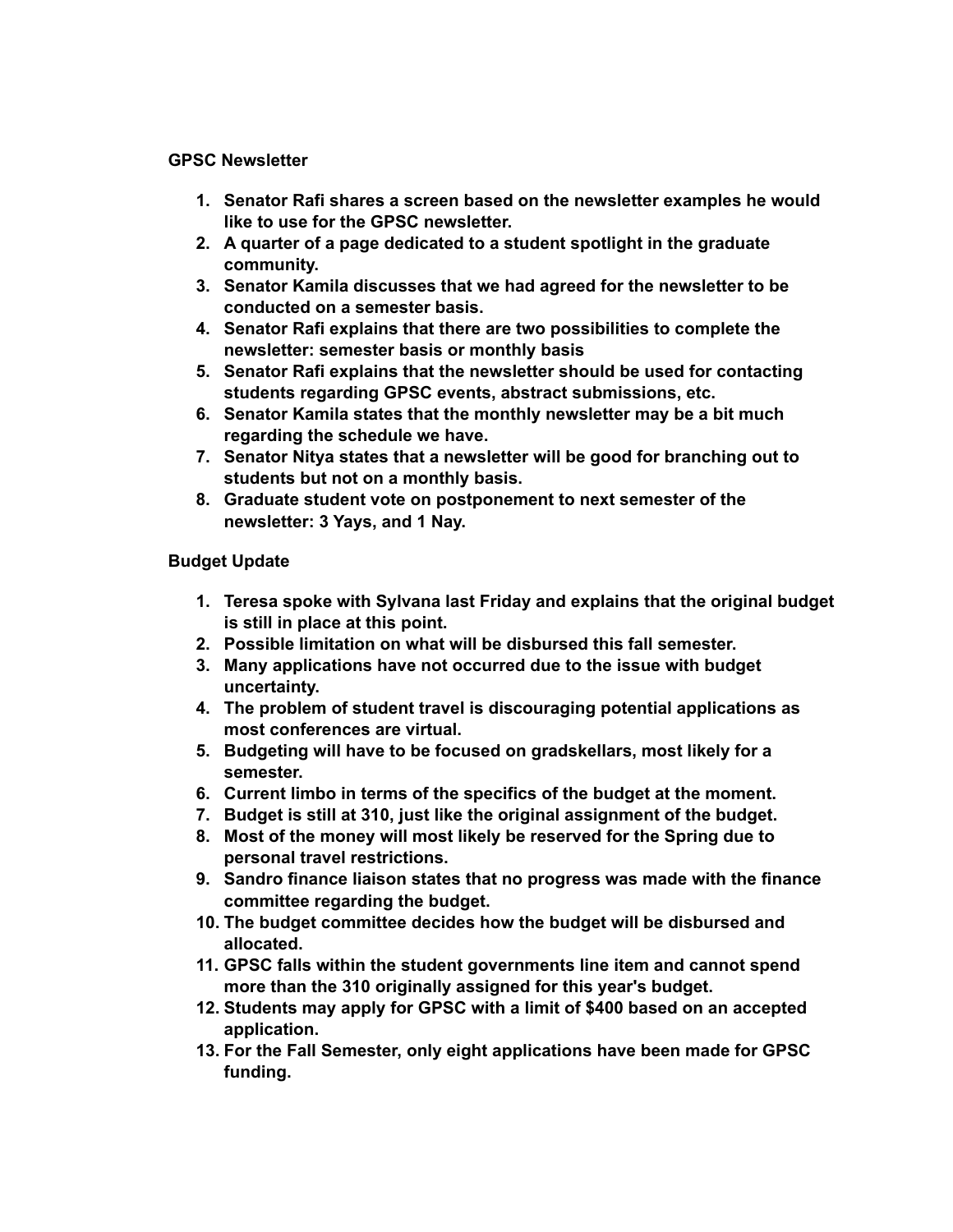**GPSC Newsletter**

1. **Senator Rafi shares a screen based on the newsletter examples he would like to use for the GPSC newsletter.**
2. **A quarter of a page dedicated to a student spotlight in the graduate community.**
3. **Senator Kamila discusses that we had agreed for the newsletter to be conducted on a semester basis.**
4. **Senator Rafi explains that there are two possibilities to complete the newsletter: semester basis or monthly basis**
5. **Senator Rafi explains that the newsletter should be used for contacting students regarding GPSC events, abstract submissions, etc.**
6. **Senator Kamila states that the monthly newsletter may be a bit much regarding the schedule we have.**
7. **Senator Nitya states that a newsletter will be good for branching out to students but not on a monthly basis.**
8. **Graduate student vote on postponement to next semester of the newsletter: 3 Yays, and 1 Nay.**

**Budget Update**

1. **Teresa spoke with Sylvana last Friday and explains that the original budget is still in place at this point.**
2. **Possible limitation on what will be disbursed this fall semester.**
3. **Many applications have not occurred due to the issue with budget uncertainty.**
4. **The problem of student travel is discouraging potential applications as most conferences are virtual.**
5. **Budgeting will have to be focused on gradskellars, most likely for a semester.**
6. **Current limbo in terms of the specifics of the budget at the moment.**
7. **Budget is still at 310, just like the original assignment of the budget.**
8. **Most of the money will most likely be reserved for the Spring due to personal travel restrictions.**
9. **Sandro finance liaison states that no progress was made with the finance committee regarding the budget.**
10. **The budget committee decides how the budget will be disbursed and allocated.**
11. **GPSC falls within the student governments line item and cannot spend more than the 310 originally assigned for this year's budget.**
12. **Students may apply for GPSC with a limit of $400 based on an accepted application.**
13. **For the Fall Semester, only eight applications have been made for GPSC funding.**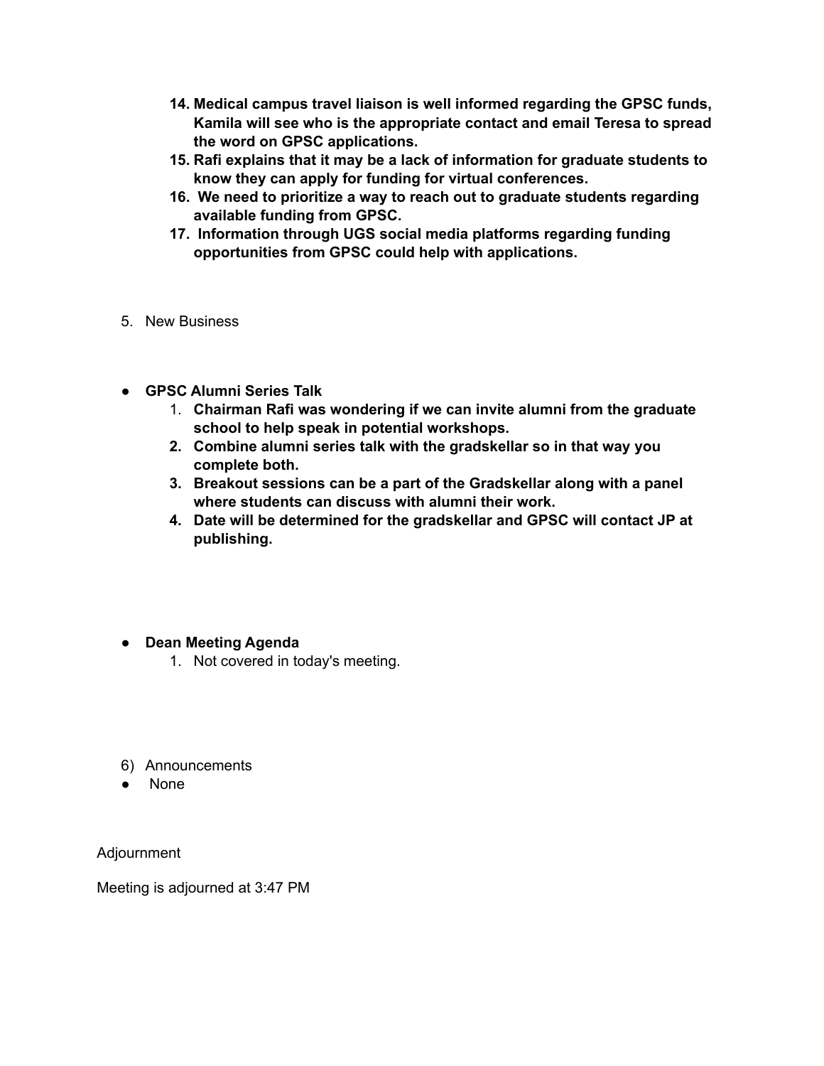14. **Medical campus travel liaison is well informed regarding the GPSC funds, Kamila will see who is the appropriate contact and email Teresa to spread the word on GPSC applications.**
15. **Rafi explains that it may be a lack of information for graduate students to know they can apply for funding for virtual conferences.**
16. **We need to prioritize a way to reach out to graduate students regarding available funding from GPSC.**
17. **Information through UGS social media platforms regarding funding opportunities from GPSC could help with applications.**

5. New Business

- **GPSC Alumni Series Talk**
    1. **Chairman Rafi was wondering if we can invite alumni from the graduate school to help speak in potential workshops.**
    2. **Combine alumni series talk with the gradskellar so in that way you complete both.**
    3. **Breakout sessions can be a part of the Gradskellar along with a panel where students can discuss with alumni their work.**
    4. **Date will be determined for the gradskellar and GPSC will contact JP at publishing.**

- **Dean Meeting Agenda**
    1. Not covered in today's meeting.

6) Announcements

- None

Adjournment

Meeting is adjourned at 3:47 PM